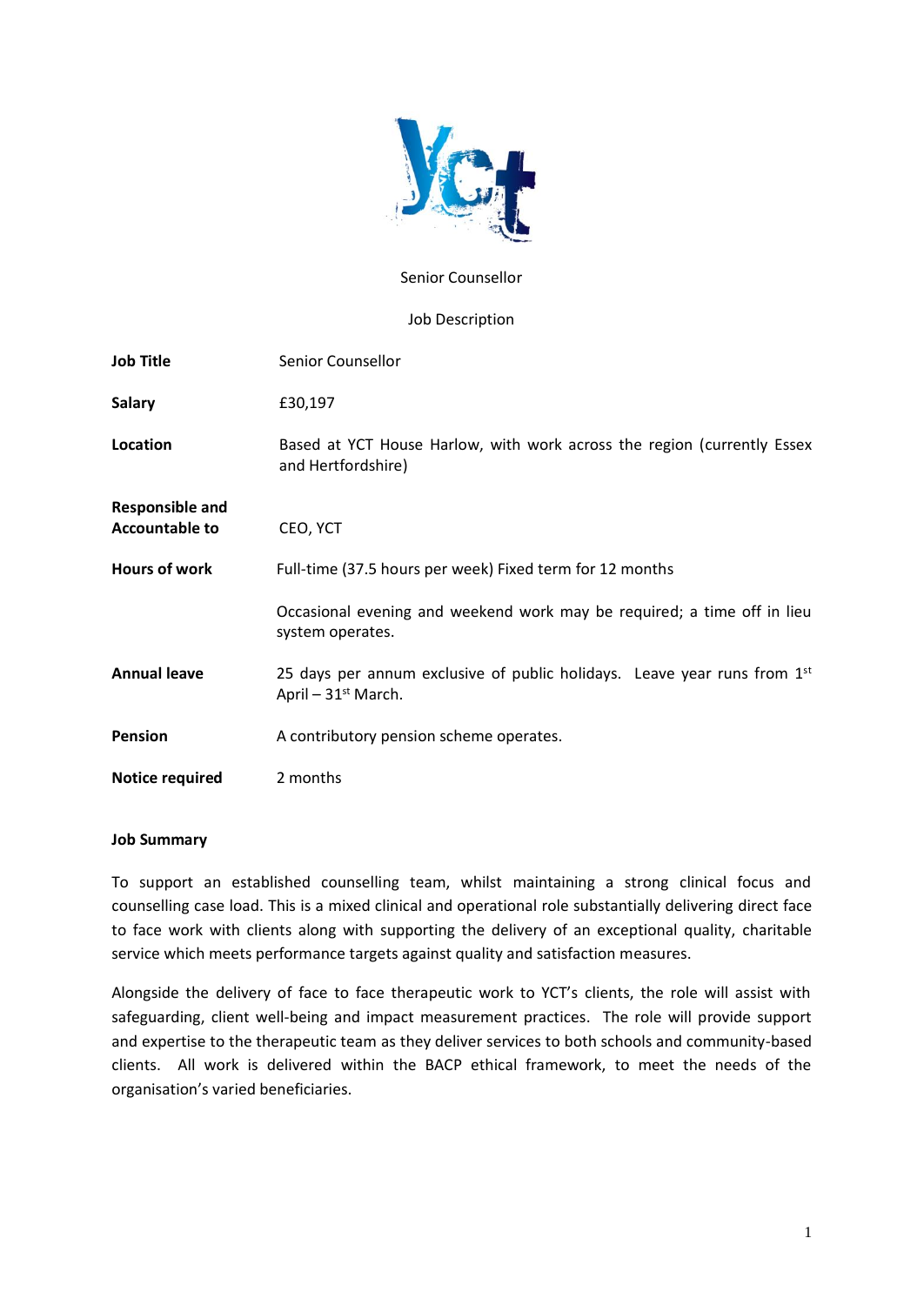Senior Counsellor

Job Description

| | |
|---|---|
| **Job Title** | Senior Counsellor |
| **Salary** | £30,197 |
| **Location** | Based at YCT House Harlow, with work across the region (currently Essex and Hertfordshire) |
| **Responsible and Accountable to** | CEO, YCT |
| **Hours of work** | Full-time (37.5 hours per week) Fixed term for 12 months |
| | Occasional evening and weekend work may be required; a time off in lieu system operates. |
| **Annual leave** | 25 days per annum exclusive of public holidays. Leave year runs from 1st April – 31st March. |
| **Pension** | A contributory pension scheme operates. |
| **Notice required** | 2 months |

**Job Summary**

To support an established counselling team, whilst maintaining a strong clinical focus and counselling case load. This is a mixed clinical and operational role substantially delivering direct face to face work with clients along with supporting the delivery of an exceptional quality, charitable service which meets performance targets against quality and satisfaction measures.

Alongside the delivery of face to face therapeutic work to YCT's clients, the role will assist with safeguarding, client well-being and impact measurement practices. The role will provide support and expertise to the therapeutic team as they deliver services to both schools and community-based clients. All work is delivered within the BACP ethical framework, to meet the needs of the organisation's varied beneficiaries.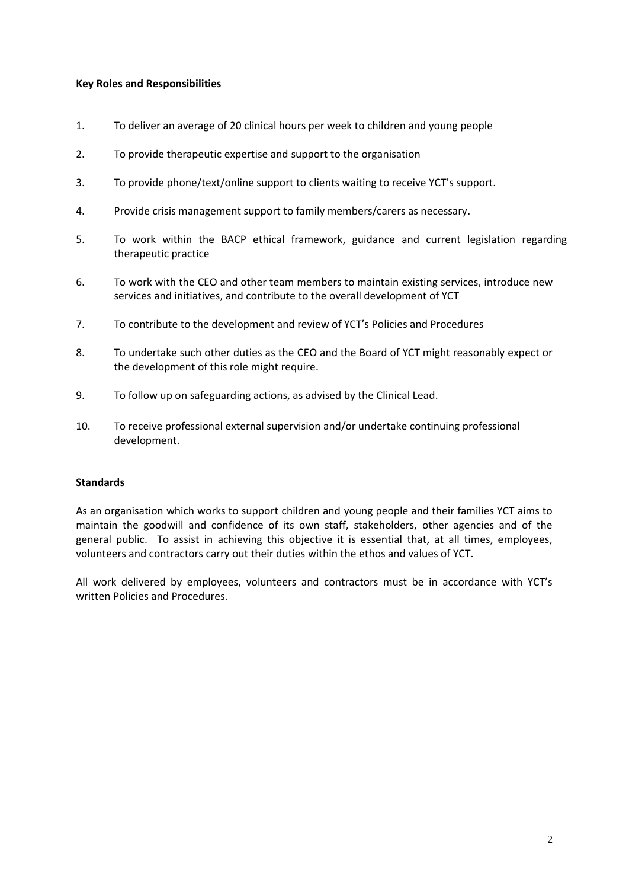**Key Roles and Responsibilities**

1. To deliver an average of 20 clinical hours per week to children and young people
2. To provide therapeutic expertise and support to the organisation
3. To provide phone/text/online support to clients waiting to receive YCT's support.
4. Provide crisis management support to family members/carers as necessary.
5. To work within the BACP ethical framework, guidance and current legislation regarding therapeutic practice
6. To work with the CEO and other team members to maintain existing services, introduce new services and initiatives, and contribute to the overall development of YCT
7. To contribute to the development and review of YCT's Policies and Procedures
8. To undertake such other duties as the CEO and the Board of YCT might reasonably expect or the development of this role might require.
9. To follow up on safeguarding actions, as advised by the Clinical Lead.
10. To receive professional external supervision and/or undertake continuing professional development.

**Standards**

As an organisation which works to support children and young people and their families YCT aims to maintain the goodwill and confidence of its own staff, stakeholders, other agencies and of the general public. To assist in achieving this objective it is essential that, at all times, employees, volunteers and contractors carry out their duties within the ethos and values of YCT.

All work delivered by employees, volunteers and contractors must be in accordance with YCT's written Policies and Procedures.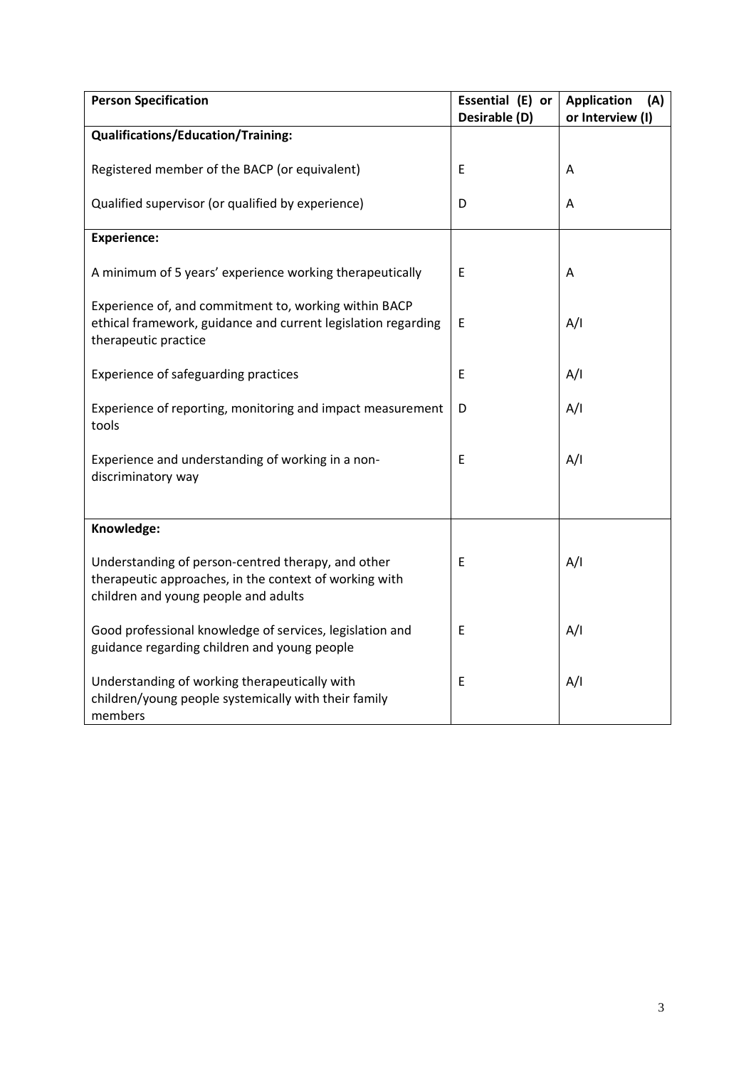| Person Specification | Essential (E) or Desirable (D) | Application (A) or Interview (I) |
|---|---|---|
| **Qualifications/Education/Training:** | | |
| Registered member of the BACP (or equivalent) | E | A |
| Qualified supervisor (or qualified by experience) | D | A |
| **Experience:** | | |
| A minimum of 5 years' experience working therapeutically | E | A |
| Experience of, and commitment to, working within BACP ethical framework, guidance and current legislation regarding therapeutic practice | E | A/I |
| Experience of safeguarding practices | E | A/I |
| Experience of reporting, monitoring and impact measurement tools | D | A/I |
| Experience and understanding of working in a non-discriminatory way | E | A/I |
| **Knowledge:** | | |
| Understanding of person-centred therapy, and other therapeutic approaches, in the context of working with children and young people and adults | E | A/I |
| Good professional knowledge of services, legislation and guidance regarding children and young people | E | A/I |
| Understanding of working therapeutically with children/young people systemically with their family members | E | A/I |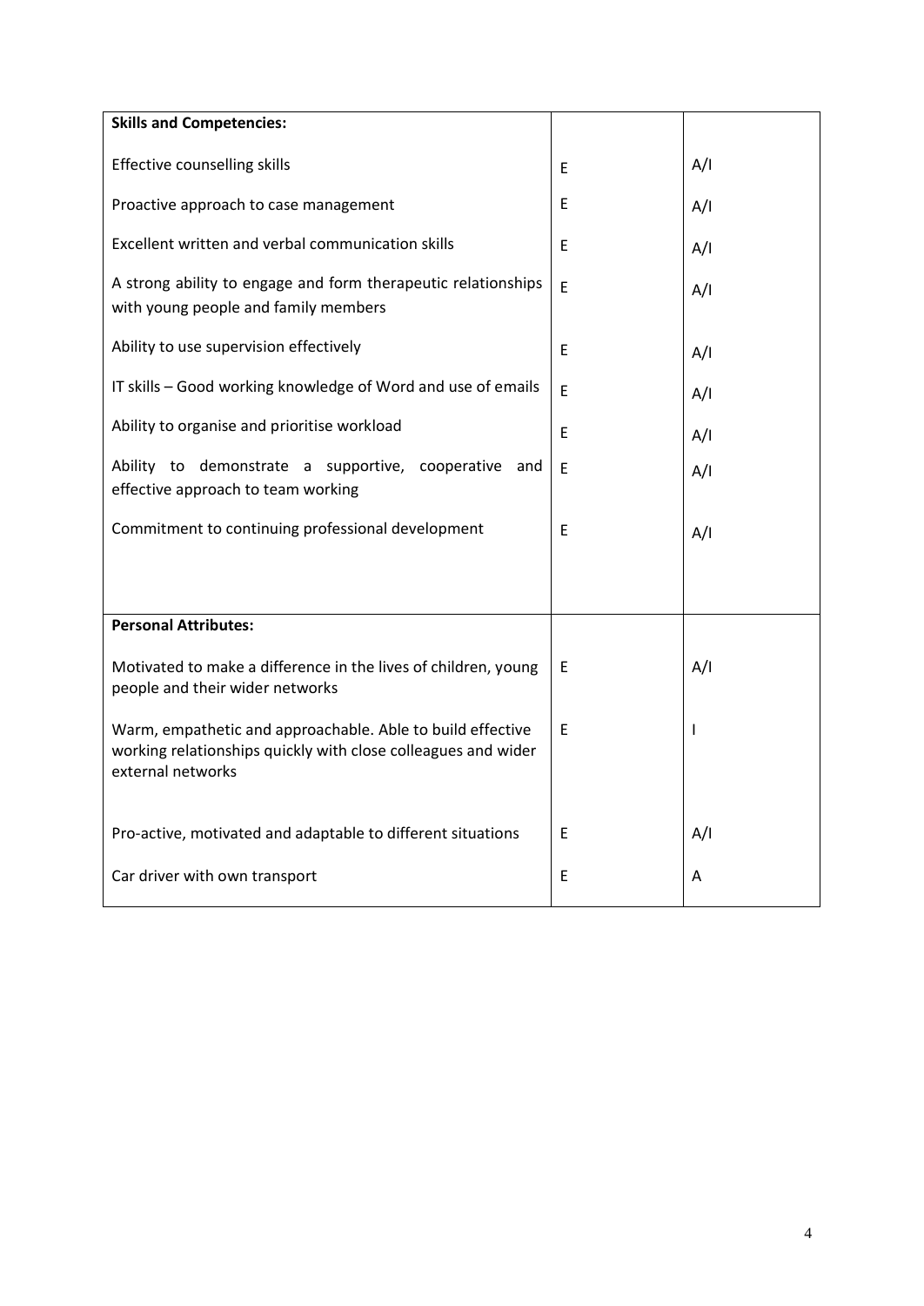| | | |
|---|---|---|
| **Skills and Competencies:** | | |
| Effective counselling skills | E | A/I |
| Proactive approach to case management | E | A/I |
| Excellent written and verbal communication skills | E | A/I |
| A strong ability to engage and form therapeutic relationships with young people and family members | E | A/I |
| Ability to use supervision effectively | E | A/I |
| IT skills – Good working knowledge of Word and use of emails | E | A/I |
| Ability to organise and prioritise workload | E | A/I |
| Ability to demonstrate a supportive, cooperative and effective approach to team working | E | A/I |
| Commitment to continuing professional development | E | A/I |
| **Personal Attributes:** | | |
| Motivated to make a difference in the lives of children, young people and their wider networks | E | A/I |
| Warm, empathetic and approachable. Able to build effective working relationships quickly with close colleagues and wider external networks | E | I |
| Pro-active, motivated and adaptable to different situations | E | A/I |
| Car driver with own transport | E | A |